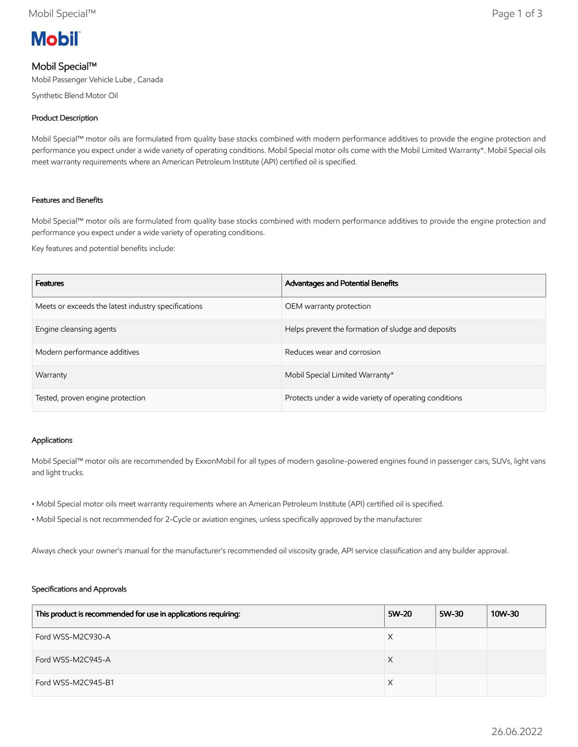# Mobil Special™

Mobil Passenger Vehicle Lube , Canada

Synthetic Blend Motor Oil

## Product Description

Mobil Special™ motor oils are formulated from quality base stocks combined with modern performance additives to provide the engine protection and performance you expect under a wide variety of operating conditions. Mobil Special motor oils come with the Mobil Limited Warranty*. Mobil Special oils meet warranty requirements where an American Petroleum Institute (API) certified oil is specified.

## Features and Benefits

Mobil Special™ motor oils are formulated from quality base stocks combined with modern performance additives to provide the engine protection and performance you expect under a wide variety of operating conditions.

Key features and potential benefits include:

| Features | Advantages and Potential Benefits |
|---|---|
| Meets or exceeds the latest industry specifications | OEM warranty protection |
| Engine cleansing agents | Helps prevent the formation of sludge and deposits |
| Modern performance additives | Reduces wear and corrosion |
| Warranty | Mobil Special Limited Warranty* |
| Tested, proven engine protection | Protects under a wide variety of operating conditions |

## Applications

Mobil Special™ motor oils are recommended by ExxonMobil for all types of modern gasoline-powered engines found in passenger cars, SUVs, light vans and light trucks.

- Mobil Special motor oils meet warranty requirements where an American Petroleum Institute (API) certified oil is specified.
- Mobil Special is not recommended for 2-Cycle or aviation engines, unless specifically approved by the manufacturer.

Always check your owner's manual for the manufacturer's recommended oil viscosity grade, API service classification and any builder approval.

## Specifications and Approvals

| This product is recommended for use in applications requiring: | 5W-20 | 5W-30 | 10W-30 |
|---|---|---|---|
| Ford WSS-M2C930-A | X | | |
| Ford WSS-M2C945-A | X | | |
| Ford WSS-M2C945-B1 | X | | |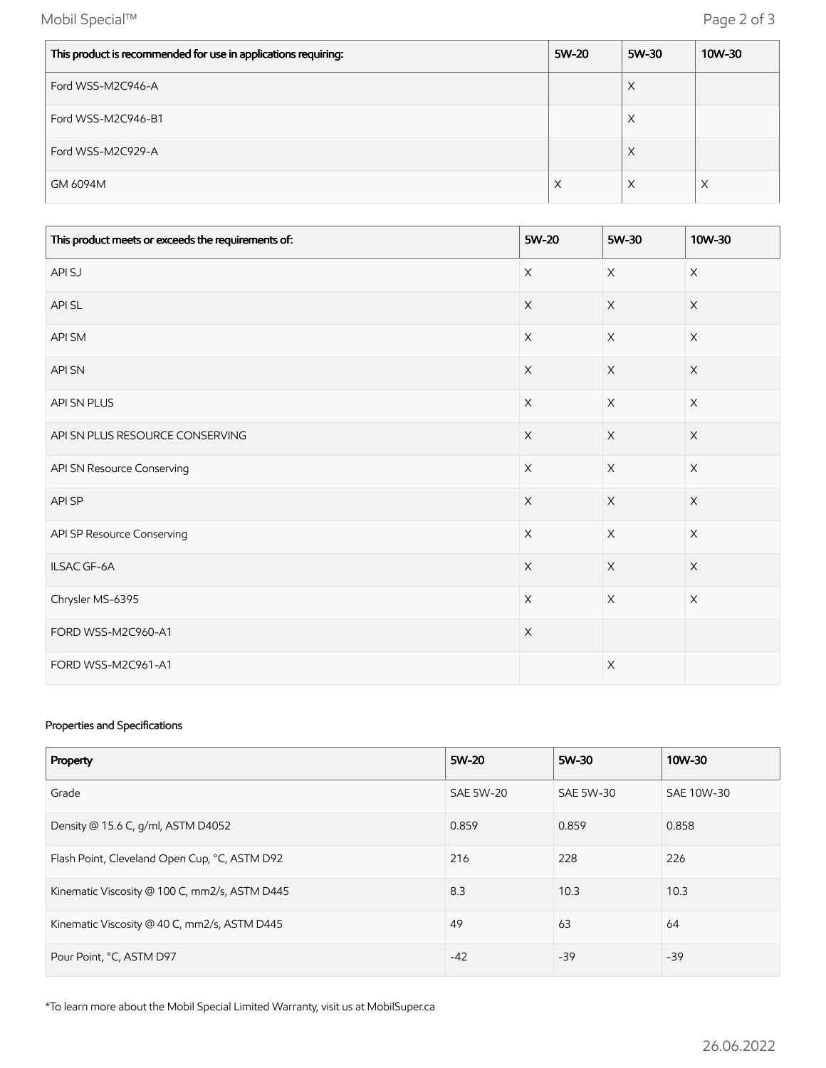| This product is recommended for use in applications requiring: | 5W-20 | 5W-30 | 10W-30 |
|---|---|---|---|
| Ford WSS-M2C946-A | | X | |
| Ford WSS-M2C946-B1 | | X | |
| Ford WSS-M2C929-A | | X | |
| GM 6094M | X | X | X |

| This product meets or exceeds the requirements of: | 5W-20 | 5W-30 | 10W-30 |
|---|---|---|---|
| API SJ | X | X | X |
| API SL | X | X | X |
| API SM | X | X | X |
| API SN | X | X | X |
| API SN PLUS | X | X | X |
| API SN PLUS RESOURCE CONSERVING | X | X | X |
| API SN Resource Conserving | X | X | X |
| API SP | X | X | X |
| API SP Resource Conserving | X | X | X |
| ILSAC GF-6A | X | X | X |
| Chrysler MS-6395 | X | X | X |
| FORD WSS-M2C960-A1 | X | | |
| FORD WSS-M2C961-A1 | | X | |

Properties and Specifications

| Property | 5W-20 | 5W-30 | 10W-30 |
|---|---|---|---|
| Grade | SAE 5W-20 | SAE 5W-30 | SAE 10W-30 |
| Density @ 15.6 C, g/ml, ASTM D4052 | 0.859 | 0.859 | 0.858 |
| Flash Point, Cleveland Open Cup, °C, ASTM D92 | 216 | 228 | 226 |
| Kinematic Viscosity @ 100 C, mm2/s, ASTM D445 | 8.3 | 10.3 | 10.3 |
| Kinematic Viscosity @ 40 C, mm2/s, ASTM D445 | 49 | 63 | 64 |
| Pour Point, °C, ASTM D97 | -42 | -39 | -39 |

*To learn more about the Mobil Special Limited Warranty, visit us at MobilSuper.ca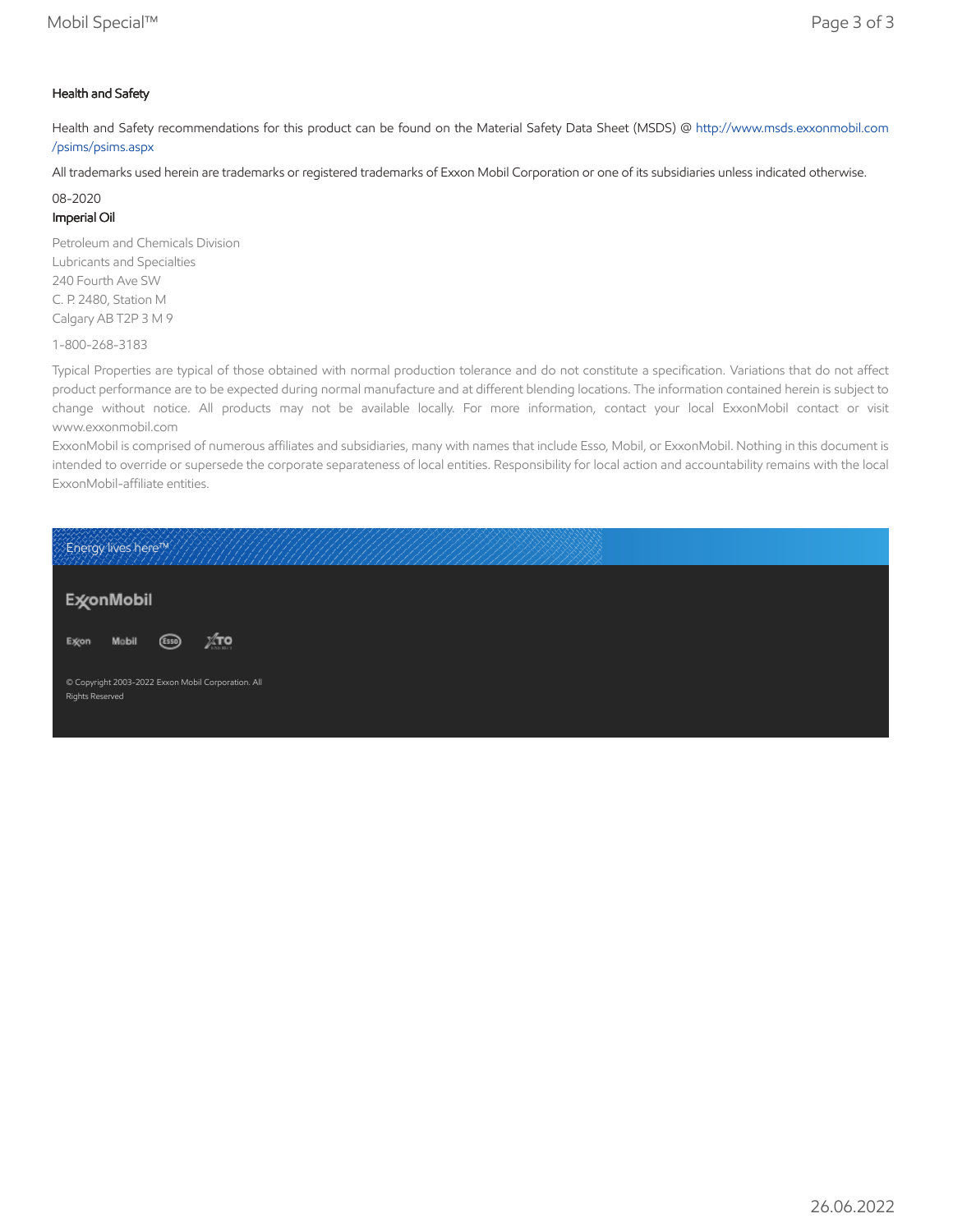### Health and Safety

Health and Safety recommendations for this product can be found on the Material Safety Data Sheet (MSDS) @ http://www.msds.exxonmobil.com/psims/psims.aspx

All trademarks used herein are trademarks or registered trademarks of Exxon Mobil Corporation or one of its subsidiaries unless indicated otherwise.

08-2020

**Imperial Oil**

Petroleum and Chemicals Division
Lubricants and Specialties
240 Fourth Ave SW
C. P. 2480, Station M
Calgary AB T2P 3 M 9

1-800-268-3183

Typical Properties are typical of those obtained with normal production tolerance and do not constitute a specification. Variations that do not affect product performance are to be expected during normal manufacture and at different blending locations. The information contained herein is subject to change without notice. All products may not be available locally. For more information, contact your local ExxonMobil contact or visit www.exxonmobil.com

ExxonMobil is comprised of numerous affiliates and subsidiaries, many with names that include Esso, Mobil, or ExxonMobil. Nothing in this document is intended to override or supersede the corporate separateness of local entities. Responsibility for local action and accountability remains with the local ExxonMobil-affiliate entities.

Energy lives here™

ExxonMobil

Exxon Mobil Esso XTO

© Copyright 2003-2022 Exxon Mobil Corporation. All Rights Reserved

26.06.2022